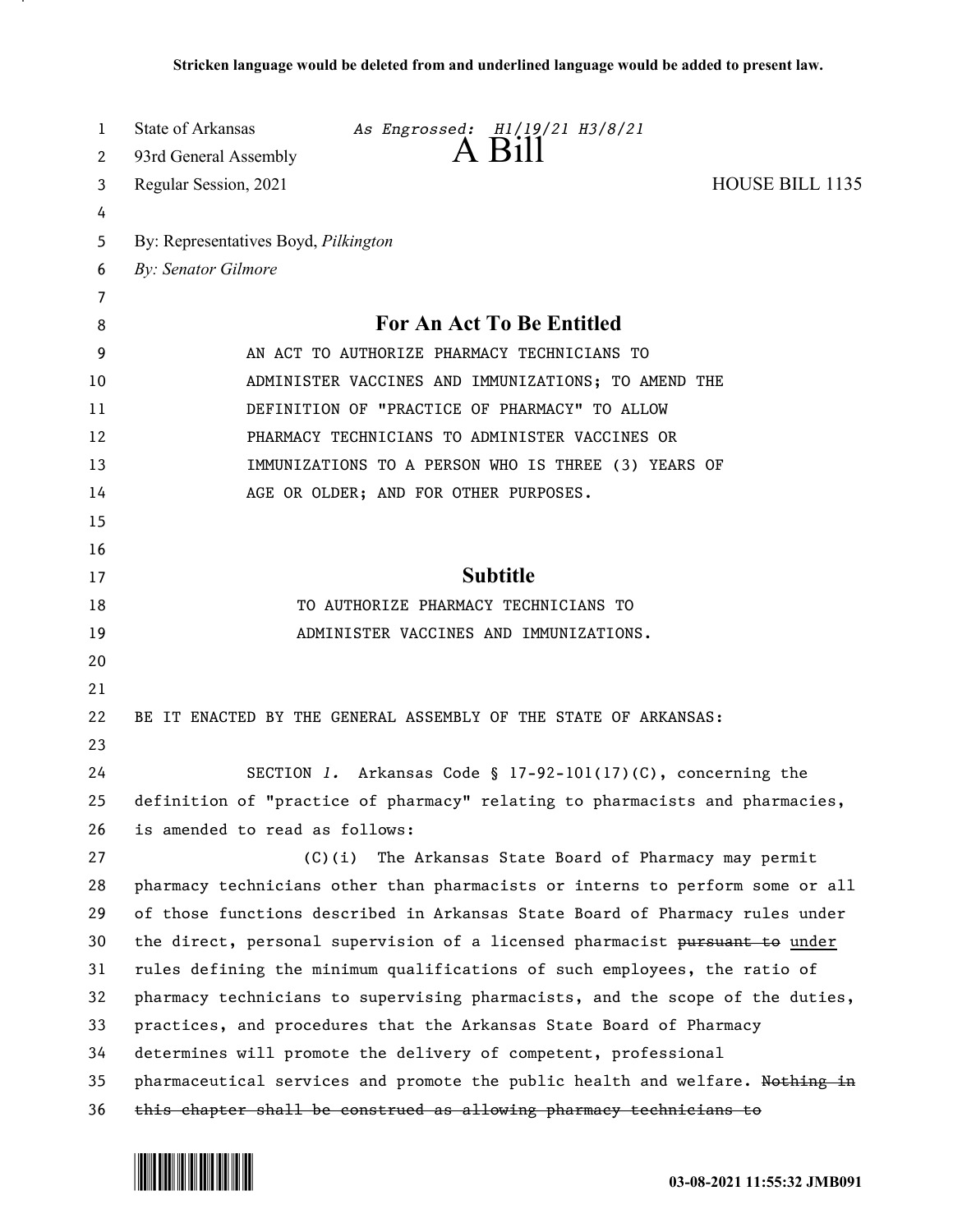**Stricken language would be deleted from and underlined language would be added to present law.**

State of Arkansas *As Engrossed: H1/19/21 H3/8/21*
93rd General Assembly
Regular Session, 2021

# A Bill

HOUSE BILL 1135

By: Representatives Boyd, *Pilkington*
*By: Senator Gilmore*

## For An Act To Be Entitled

AN ACT TO AUTHORIZE PHARMACY TECHNICIANS TO ADMINISTER VACCINES AND IMMUNIZATIONS; TO AMEND THE DEFINITION OF "PRACTICE OF PHARMACY" TO ALLOW PHARMACY TECHNICIANS TO ADMINISTER VACCINES OR IMMUNIZATIONS TO A PERSON WHO IS THREE (3) YEARS OF AGE OR OLDER; AND FOR OTHER PURPOSES.

## Subtitle

TO AUTHORIZE PHARMACY TECHNICIANS TO ADMINISTER VACCINES AND IMMUNIZATIONS.

BE IT ENACTED BY THE GENERAL ASSEMBLY OF THE STATE OF ARKANSAS:

SECTION *1.* Arkansas Code § 17-92-101(17)(C), concerning the definition of "practice of pharmacy" relating to pharmacists and pharmacies, is amended to read as follows:

(C)(i) The Arkansas State Board of Pharmacy may permit pharmacy technicians other than pharmacists or interns to perform some or all of those functions described in Arkansas State Board of Pharmacy rules under the direct, personal supervision of a licensed pharmacist ~~pursuant to~~ <u>under</u> rules defining the minimum qualifications of such employees, the ratio of pharmacy technicians to supervising pharmacists, and the scope of the duties, practices, and procedures that the Arkansas State Board of Pharmacy determines will promote the delivery of competent, professional pharmaceutical services and promote the public health and welfare. ~~Nothing in this chapter shall be construed as allowing pharmacy technicians to~~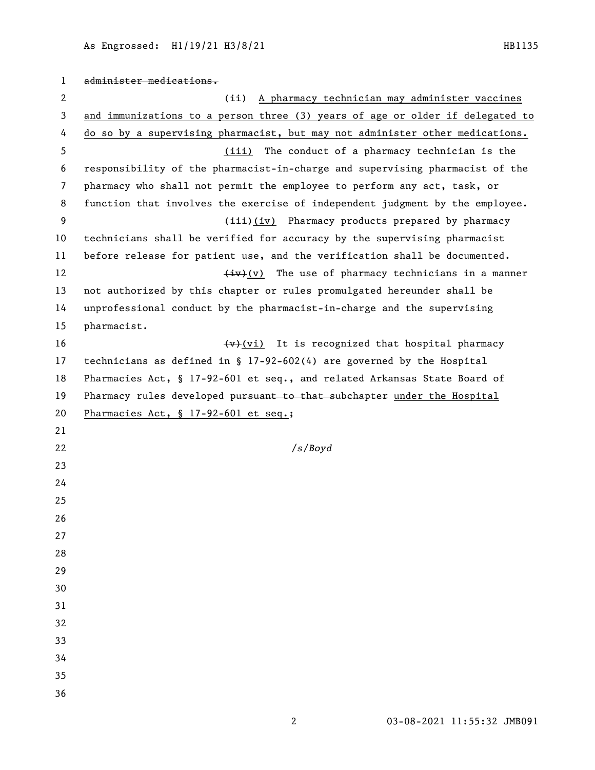~~administer medications.~~

(ii) A pharmacy technician may administer vaccines and immunizations to a person three (3) years of age or older if delegated to do so by a supervising pharmacist, but may not administer other medications.

(iii) The conduct of a pharmacy technician is the responsibility of the pharmacist-in-charge and supervising pharmacist of the pharmacy who shall not permit the employee to perform any act, task, or function that involves the exercise of independent judgment by the employee.

~~(iii)~~(iv) Pharmacy products prepared by pharmacy technicians shall be verified for accuracy by the supervising pharmacist before release for patient use, and the verification shall be documented.

~~(iv)~~(v) The use of pharmacy technicians in a manner not authorized by this chapter or rules promulgated hereunder shall be unprofessional conduct by the pharmacist-in-charge and the supervising pharmacist.

~~(v)~~(vi) It is recognized that hospital pharmacy technicians as defined in § 17-92-602(4) are governed by the Hospital Pharmacies Act, § 17-92-601 et seq., and related Arkansas State Board of Pharmacy rules developed ~~pursuant to that subchapter~~ under the Hospital Pharmacies Act, § 17-92-601 et seq.;

*/s/Boyd*